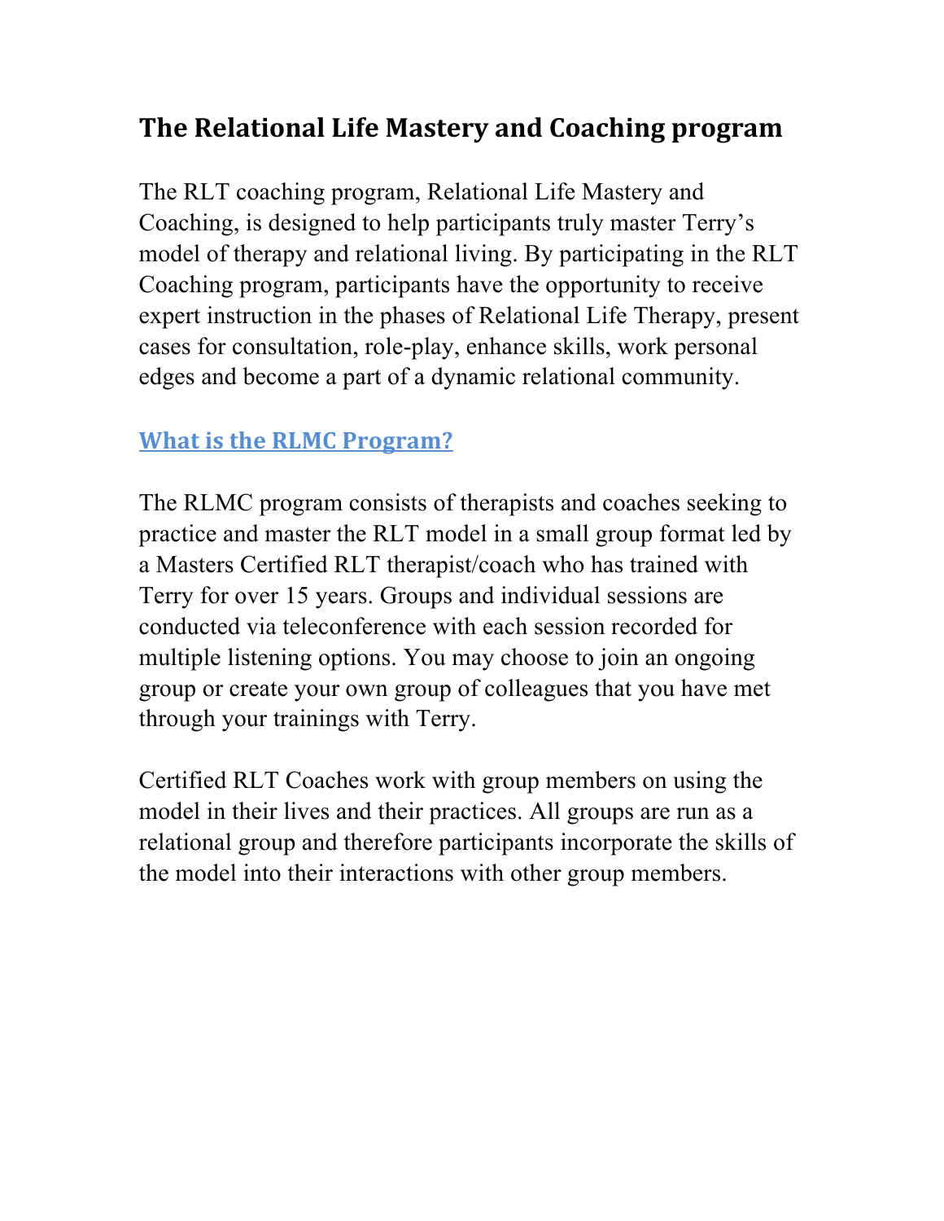# The Relational Life Mastery and Coaching program

The RLT coaching program, Relational Life Mastery and Coaching, is designed to help participants truly master Terry's model of therapy and relational living. By participating in the RLT Coaching program, participants have the opportunity to receive expert instruction in the phases of Relational Life Therapy, present cases for consultation, role-play, enhance skills, work personal edges and become a part of a dynamic relational community.

## What is the RLMC Program?

The RLMC program consists of therapists and coaches seeking to practice and master the RLT model in a small group format led by a Masters Certified RLT therapist/coach who has trained with Terry for over 15 years. Groups and individual sessions are conducted via teleconference with each session recorded for multiple listening options. You may choose to join an ongoing group or create your own group of colleagues that you have met through your trainings with Terry.

Certified RLT Coaches work with group members on using the model in their lives and their practices. All groups are run as a relational group and therefore participants incorporate the skills of the model into their interactions with other group members.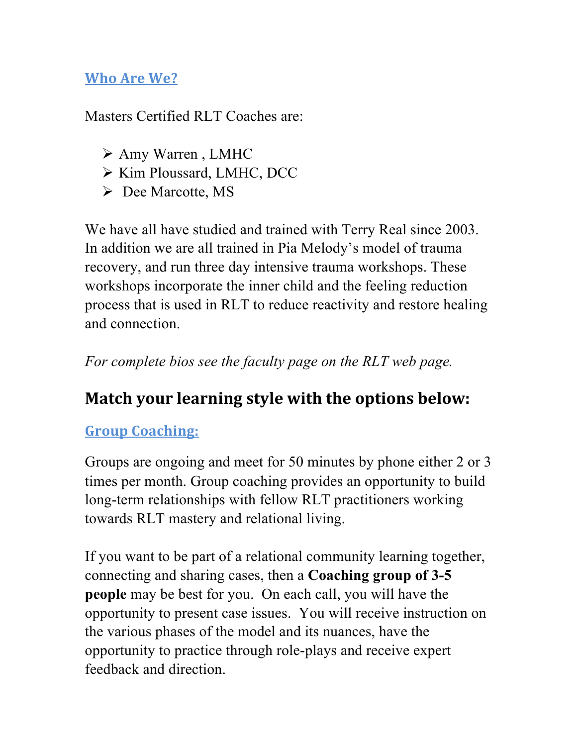## Who Are We?

Masters Certified RLT Coaches are:

- Amy Warren , LMHC
- Kim Ploussard, LMHC, DCC
- Dee Marcotte, MS

We have all have studied and trained with Terry Real since 2003. In addition we are all trained in Pia Melody's model of trauma recovery, and run three day intensive trauma workshops. These workshops incorporate the inner child and the feeling reduction process that is used in RLT to reduce reactivity and restore healing and connection.

*For complete bios see the faculty page on the RLT web page.*

## Match your learning style with the options below:

### Group Coaching:

Groups are ongoing and meet for 50 minutes by phone either 2 or 3 times per month. Group coaching provides an opportunity to build long-term relationships with fellow RLT practitioners working towards RLT mastery and relational living.

If you want to be part of a relational community learning together, connecting and sharing cases, then a **Coaching group of 3-5 people** may be best for you. On each call, you will have the opportunity to present case issues. You will receive instruction on the various phases of the model and its nuances, have the opportunity to practice through role-plays and receive expert feedback and direction.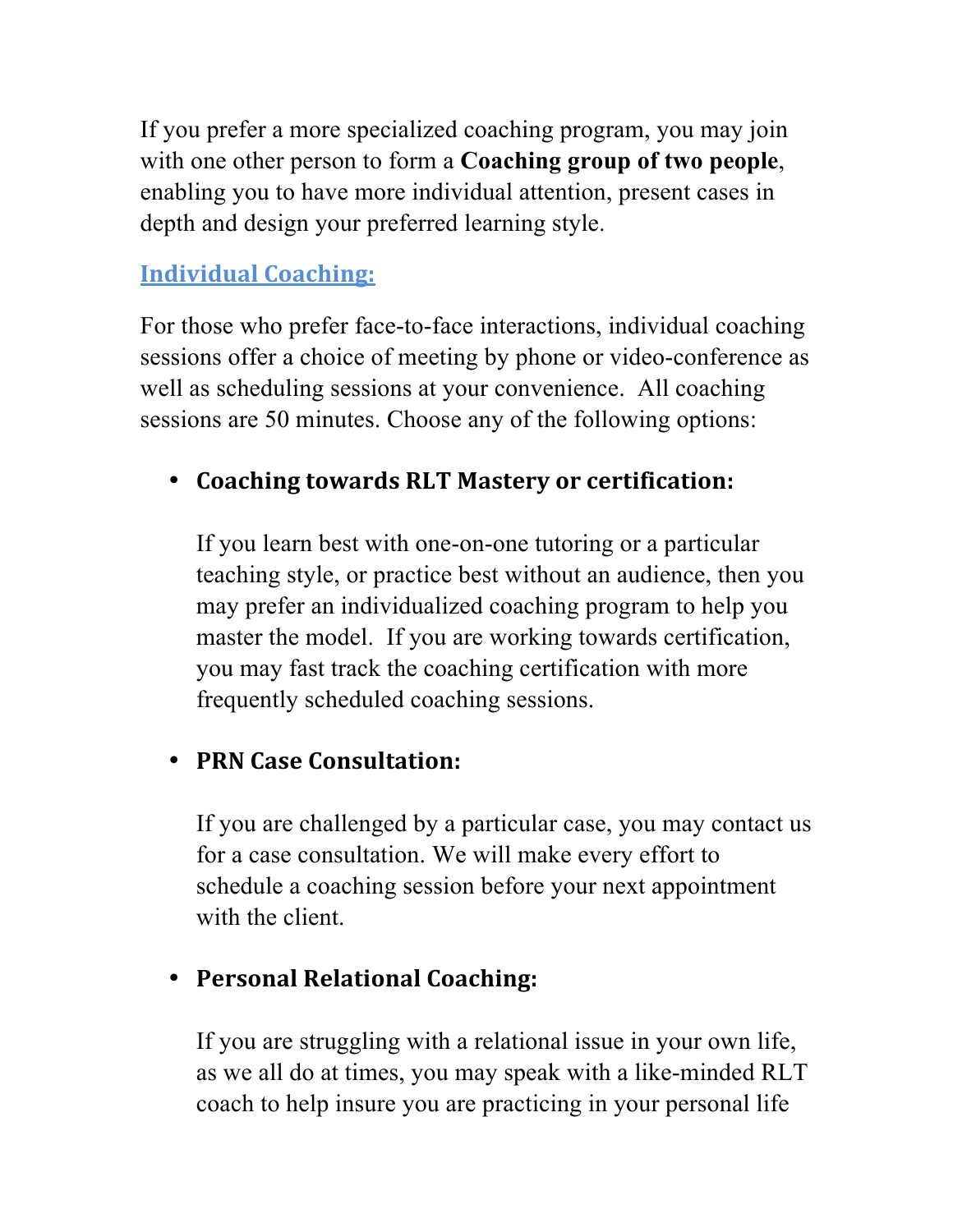If you prefer a more specialized coaching program, you may join with one other person to form a **Coaching group of two people**, enabling you to have more individual attention, present cases in depth and design your preferred learning style.

## Individual Coaching:

For those who prefer face-to-face interactions, individual coaching sessions offer a choice of meeting by phone or video-conference as well as scheduling sessions at your convenience. All coaching sessions are 50 minutes. Choose any of the following options:

- **Coaching towards RLT Mastery or certification:**

  If you learn best with one-on-one tutoring or a particular teaching style, or practice best without an audience, then you may prefer an individualized coaching program to help you master the model. If you are working towards certification, you may fast track the coaching certification with more frequently scheduled coaching sessions.

- **PRN Case Consultation:**

  If you are challenged by a particular case, you may contact us for a case consultation. We will make every effort to schedule a coaching session before your next appointment with the client.

- **Personal Relational Coaching:**

  If you are struggling with a relational issue in your own life, as we all do at times, you may speak with a like-minded RLT coach to help insure you are practicing in your personal life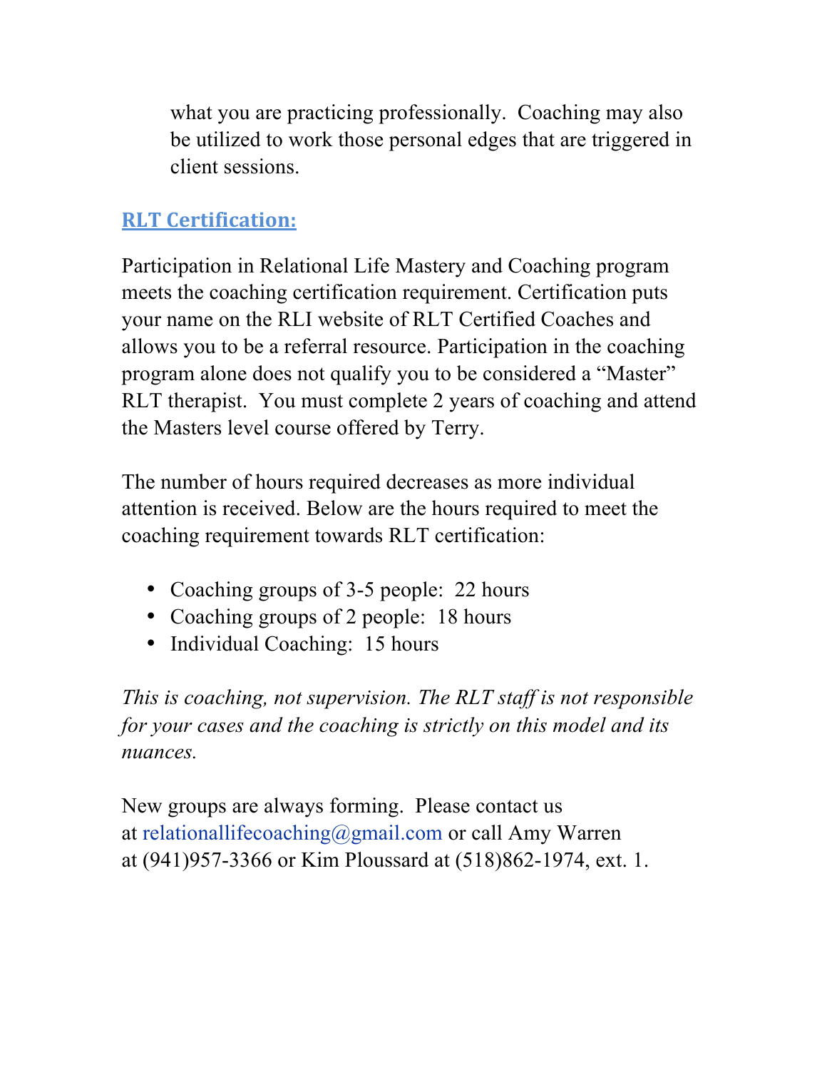what you are practicing professionally. Coaching may also be utilized to work those personal edges that are triggered in client sessions.

## RLT Certification:

Participation in Relational Life Mastery and Coaching program meets the coaching certification requirement. Certification puts your name on the RLI website of RLT Certified Coaches and allows you to be a referral resource. Participation in the coaching program alone does not qualify you to be considered a "Master" RLT therapist. You must complete 2 years of coaching and attend the Masters level course offered by Terry.

The number of hours required decreases as more individual attention is received. Below are the hours required to meet the coaching requirement towards RLT certification:

- Coaching groups of 3-5 people: 22 hours
- Coaching groups of 2 people: 18 hours
- Individual Coaching: 15 hours

*This is coaching, not supervision. The RLT staff is not responsible for your cases and the coaching is strictly on this model and its nuances.*

New groups are always forming. Please contact us at relationallifecoaching@gmail.com or call Amy Warren at (941)957-3366 or Kim Ploussard at (518)862-1974, ext. 1.